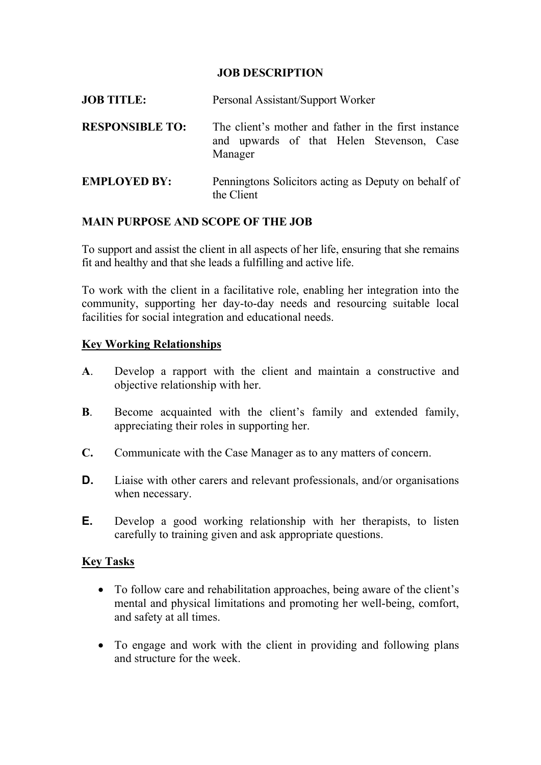# JOB DESCRIPTION

**JOB TITLE:** Personal Assistant/Support Worker

**RESPONSIBLE TO:** The client's mother and father in the first instance and upwards of that Helen Stevenson, Case Manager

**EMPLOYED BY:** Penningtons Solicitors acting as Deputy on behalf of the Client

## MAIN PURPOSE AND SCOPE OF THE JOB

To support and assist the client in all aspects of her life, ensuring that she remains fit and healthy and that she leads a fulfilling and active life.

To work with the client in a facilitative role, enabling her integration into the community, supporting her day-to-day needs and resourcing suitable local facilities for social integration and educational needs.

### Key Working Relationships

**A**. Develop a rapport with the client and maintain a constructive and objective relationship with her.

**B**. Become acquainted with the client's family and extended family, appreciating their roles in supporting her.

**C.** Communicate with the Case Manager as to any matters of concern.

**D.** Liaise with other carers and relevant professionals, and/or organisations when necessary.

**E.** Develop a good working relationship with her therapists, to listen carefully to training given and ask appropriate questions.

### Key Tasks

- To follow care and rehabilitation approaches, being aware of the client's mental and physical limitations and promoting her well-being, comfort, and safety at all times.
- To engage and work with the client in providing and following plans and structure for the week.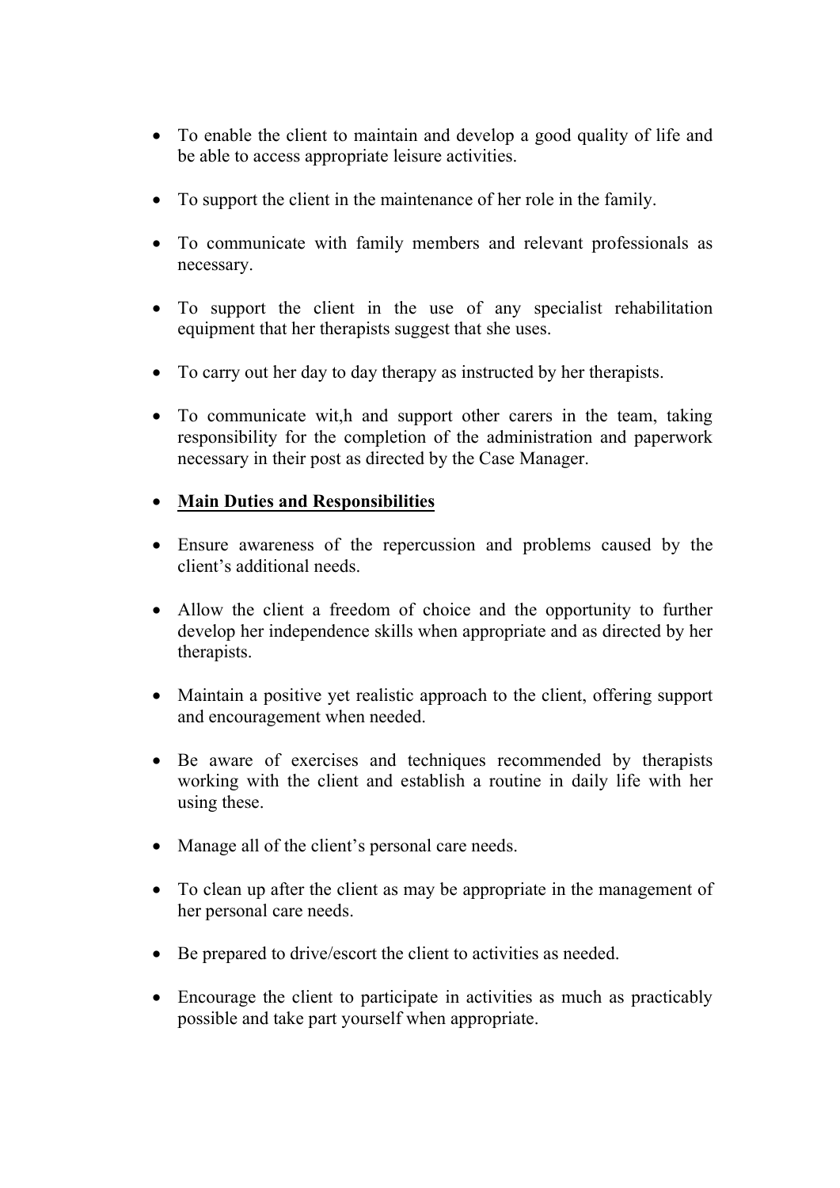- To enable the client to maintain and develop a good quality of life and be able to access appropriate leisure activities.

- To support the client in the maintenance of her role in the family.

- To communicate with family members and relevant professionals as necessary.

- To support the client in the use of any specialist rehabilitation equipment that her therapists suggest that she uses.

- To carry out her day to day therapy as instructed by her therapists.

- To communicate wit,h and support other carers in the team, taking responsibility for the completion of the administration and paperwork necessary in their post as directed by the Case Manager.

- <u>**Main Duties and Responsibilities**</u>

- Ensure awareness of the repercussion and problems caused by the client's additional needs.

- Allow the client a freedom of choice and the opportunity to further develop her independence skills when appropriate and as directed by her therapists.

- Maintain a positive yet realistic approach to the client, offering support and encouragement when needed.

- Be aware of exercises and techniques recommended by therapists working with the client and establish a routine in daily life with her using these.

- Manage all of the client's personal care needs.

- To clean up after the client as may be appropriate in the management of her personal care needs.

- Be prepared to drive/escort the client to activities as needed.

- Encourage the client to participate in activities as much as practicably possible and take part yourself when appropriate.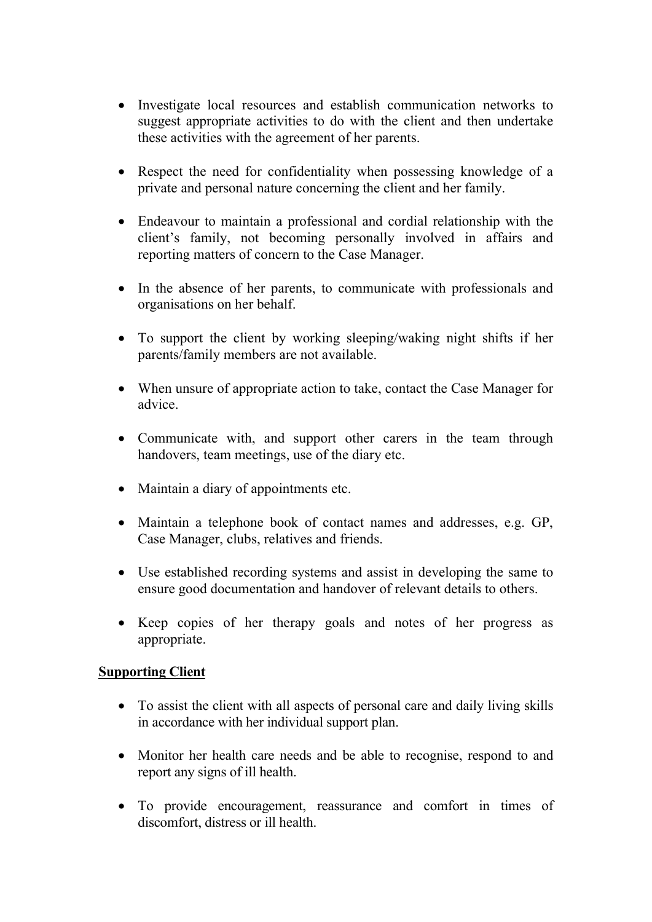- Investigate local resources and establish communication networks to suggest appropriate activities to do with the client and then undertake these activities with the agreement of her parents.

- Respect the need for confidentiality when possessing knowledge of a private and personal nature concerning the client and her family.

- Endeavour to maintain a professional and cordial relationship with the client's family, not becoming personally involved in affairs and reporting matters of concern to the Case Manager.

- In the absence of her parents, to communicate with professionals and organisations on her behalf.

- To support the client by working sleeping/waking night shifts if her parents/family members are not available.

- When unsure of appropriate action to take, contact the Case Manager for advice.

- Communicate with, and support other carers in the team through handovers, team meetings, use of the diary etc.

- Maintain a diary of appointments etc.

- Maintain a telephone book of contact names and addresses, e.g. GP, Case Manager, clubs, relatives and friends.

- Use established recording systems and assist in developing the same to ensure good documentation and handover of relevant details to others.

- Keep copies of her therapy goals and notes of her progress as appropriate.

**<u>Supporting Client</u>**

- To assist the client with all aspects of personal care and daily living skills in accordance with her individual support plan.

- Monitor her health care needs and be able to recognise, respond to and report any signs of ill health.

- To provide encouragement, reassurance and comfort in times of discomfort, distress or ill health.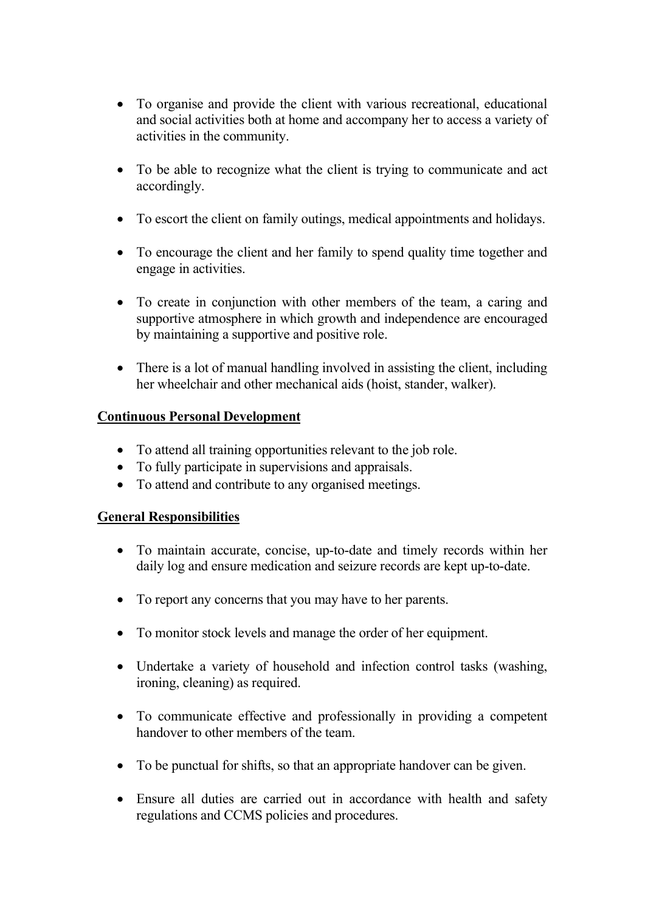- To organise and provide the client with various recreational, educational and social activities both at home and accompany her to access a variety of activities in the community.

- To be able to recognize what the client is trying to communicate and act accordingly.

- To escort the client on family outings, medical appointments and holidays.

- To encourage the client and her family to spend quality time together and engage in activities.

- To create in conjunction with other members of the team, a caring and supportive atmosphere in which growth and independence are encouraged by maintaining a supportive and positive role.

- There is a lot of manual handling involved in assisting the client, including her wheelchair and other mechanical aids (hoist, stander, walker).

**Continuous Personal Development**

- To attend all training opportunities relevant to the job role.
- To fully participate in supervisions and appraisals.
- To attend and contribute to any organised meetings.

**General Responsibilities**

- To maintain accurate, concise, up-to-date and timely records within her daily log and ensure medication and seizure records are kept up-to-date.

- To report any concerns that you may have to her parents.

- To monitor stock levels and manage the order of her equipment.

- Undertake a variety of household and infection control tasks (washing, ironing, cleaning) as required.

- To communicate effective and professionally in providing a competent handover to other members of the team.

- To be punctual for shifts, so that an appropriate handover can be given.

- Ensure all duties are carried out in accordance with health and safety regulations and CCMS policies and procedures.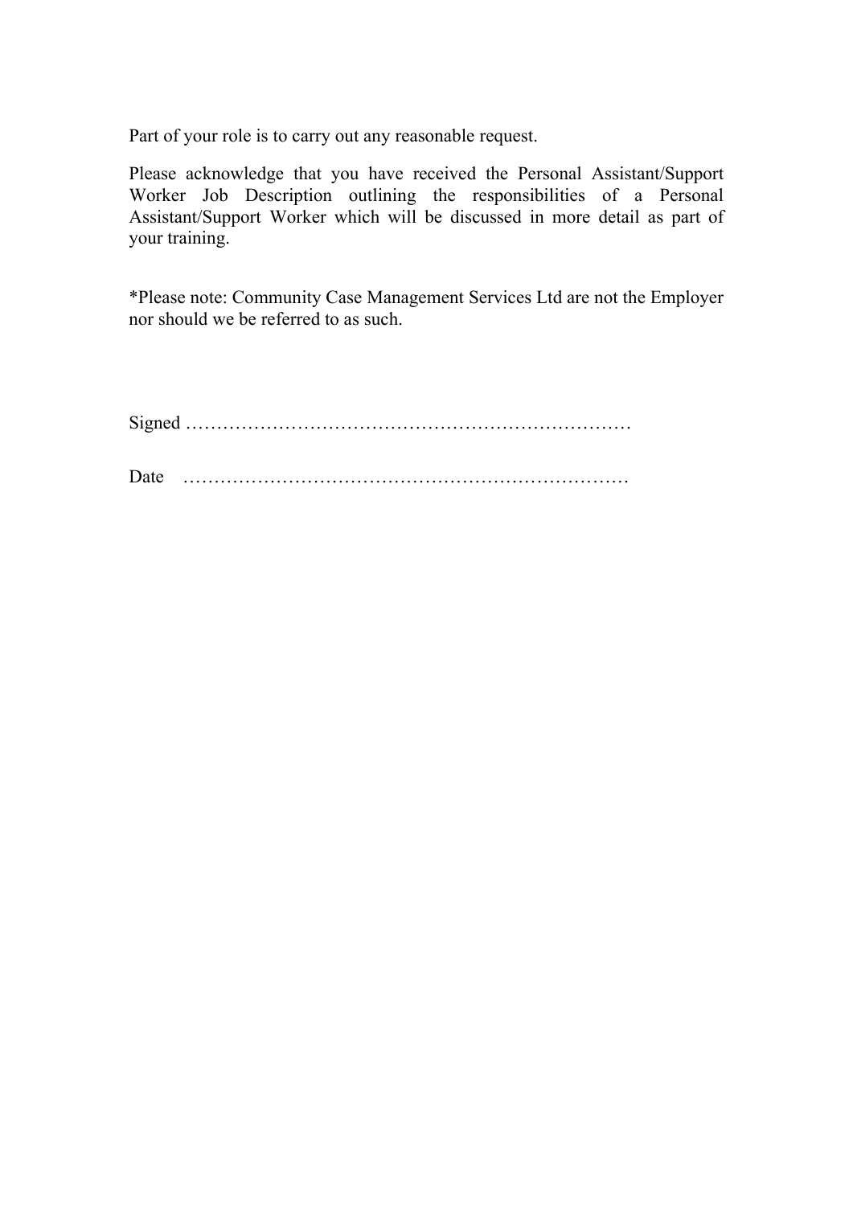Part of your role is to carry out any reasonable request.

Please acknowledge that you have received the Personal Assistant/Support Worker Job Description outlining the responsibilities of a Personal Assistant/Support Worker which will be discussed in more detail as part of your training.

*Please note: Community Case Management Services Ltd are not the Employer nor should we be referred to as such.

Signed ………………………………………………………………

Date ………………………………………………………………